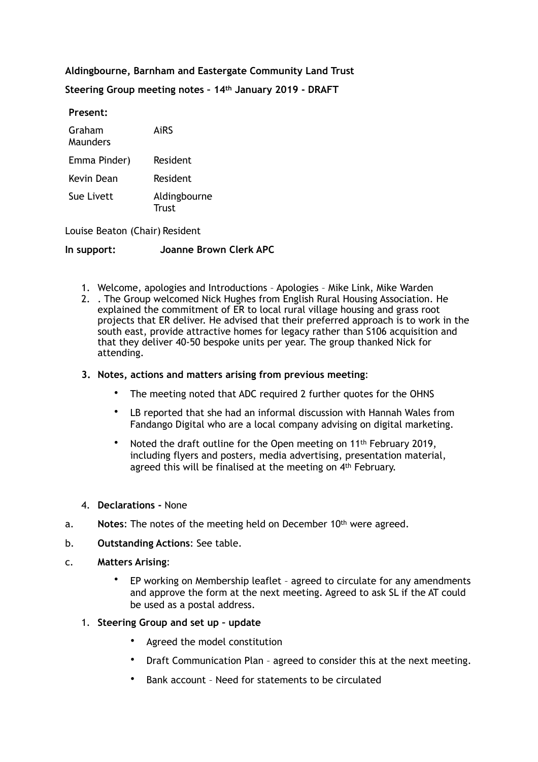**Aldingbourne, Barnham and Eastergate Community Land Trust**

**Steering Group meeting notes – 14th January 2019 - DRAFT**

**Present:**

| | |
|---|---|
| Graham Maunders | AiRS |
| Emma Pinder) | Resident |
| Kevin Dean | Resident |
| Sue Livett | Aldingbourne Trust |

Louise Beaton (Chair) Resident

**In support:** **Joanne Brown Clerk APC**

1. Welcome, apologies and Introductions – Apologies – Mike Link, Mike Warden
2. . The Group welcomed Nick Hughes from English Rural Housing Association. He explained the commitment of ER to local rural village housing and grass root projects that ER deliver. He advised that their preferred approach is to work in the south east, provide attractive homes for legacy rather than S106 acquisition and that they deliver 40-50 bespoke units per year. The group thanked Nick for attending.
3. **Notes, actions and matters arising from previous meeting**:
   - The meeting noted that ADC required 2 further quotes for the OHNS
   - LB reported that she had an informal discussion with Hannah Wales from Fandango Digital who are a local company advising on digital marketing.
   - Noted the draft outline for the Open meeting on 11th February 2019, including flyers and posters, media advertising, presentation material, agreed this will be finalised at the meeting on 4th February.
4. **Declarations -** None

a. **Notes**: The notes of the meeting held on December 10th were agreed.

b. **Outstanding Actions**: See table.

c. **Matters Arising**:

- EP working on Membership leaflet – agreed to circulate for any amendments and approve the form at the next meeting. Agreed to ask SL if the AT could be used as a postal address.

1. **Steering Group and set up – update**
   - Agreed the model constitution
   - Draft Communication Plan – agreed to consider this at the next meeting.
   - Bank account – Need for statements to be circulated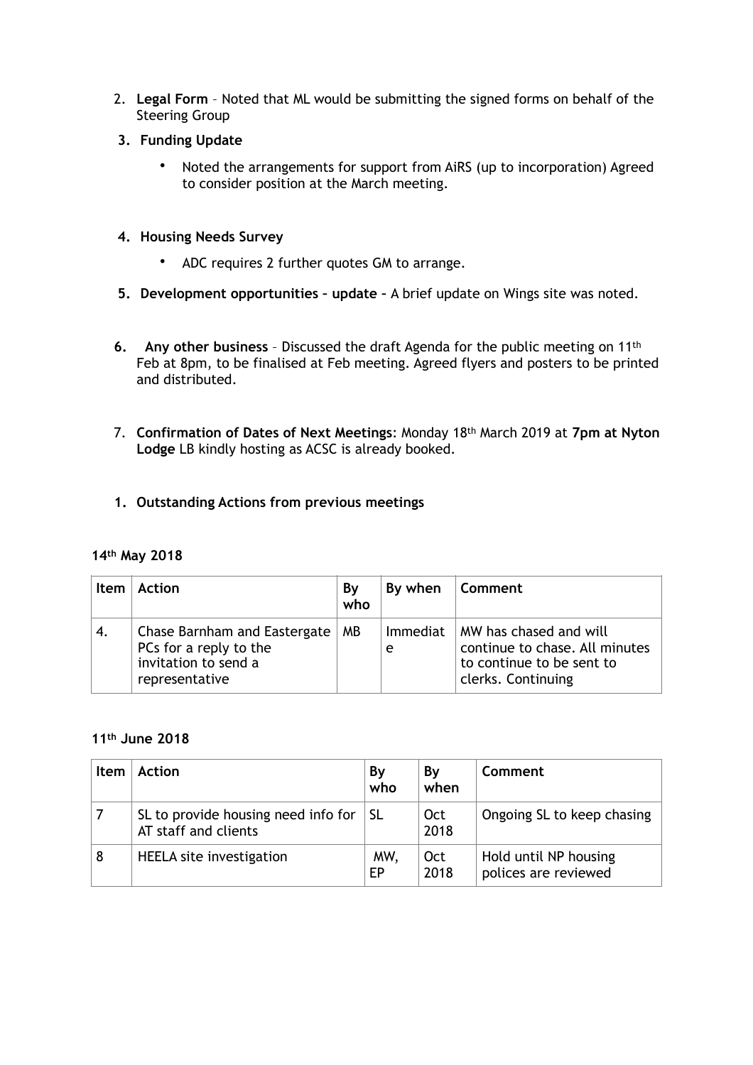2. **Legal Form** – Noted that ML would be submitting the signed forms on behalf of the Steering Group

3. **Funding Update**

   - Noted the arrangements for support from AiRS (up to incorporation) Agreed to consider position at the March meeting.

4. **Housing Needs Survey**

   - ADC requires 2 further quotes GM to arrange.

5. **Development opportunities – update –** A brief update on Wings site was noted.

6. **Any other business** – Discussed the draft Agenda for the public meeting on 11th Feb at 8pm, to be finalised at Feb meeting. Agreed flyers and posters to be printed and distributed.

7. **Confirmation of Dates of Next Meetings**: Monday 18th March 2019 at **7pm at Nyton Lodge** LB kindly hosting as ACSC is already booked.

1. **Outstanding Actions from previous meetings**

**14th May 2018**

| Item | Action | By who | By when | Comment |
|---|---|---|---|---|
| 4. | Chase Barnham and Eastergate PCs for a reply to the invitation to send a representative | MB | Immediate | MW has chased and will continue to chase. All minutes to continue to be sent to clerks. Continuing |

**11th June 2018**

| Item | Action | By who | By when | Comment |
|---|---|---|---|---|
| 7 | SL to provide housing need info for AT staff and clients | SL | Oct 2018 | Ongoing SL to keep chasing |
| 8 | HEELA site investigation | MW, EP | Oct 2018 | Hold until NP housing polices are reviewed |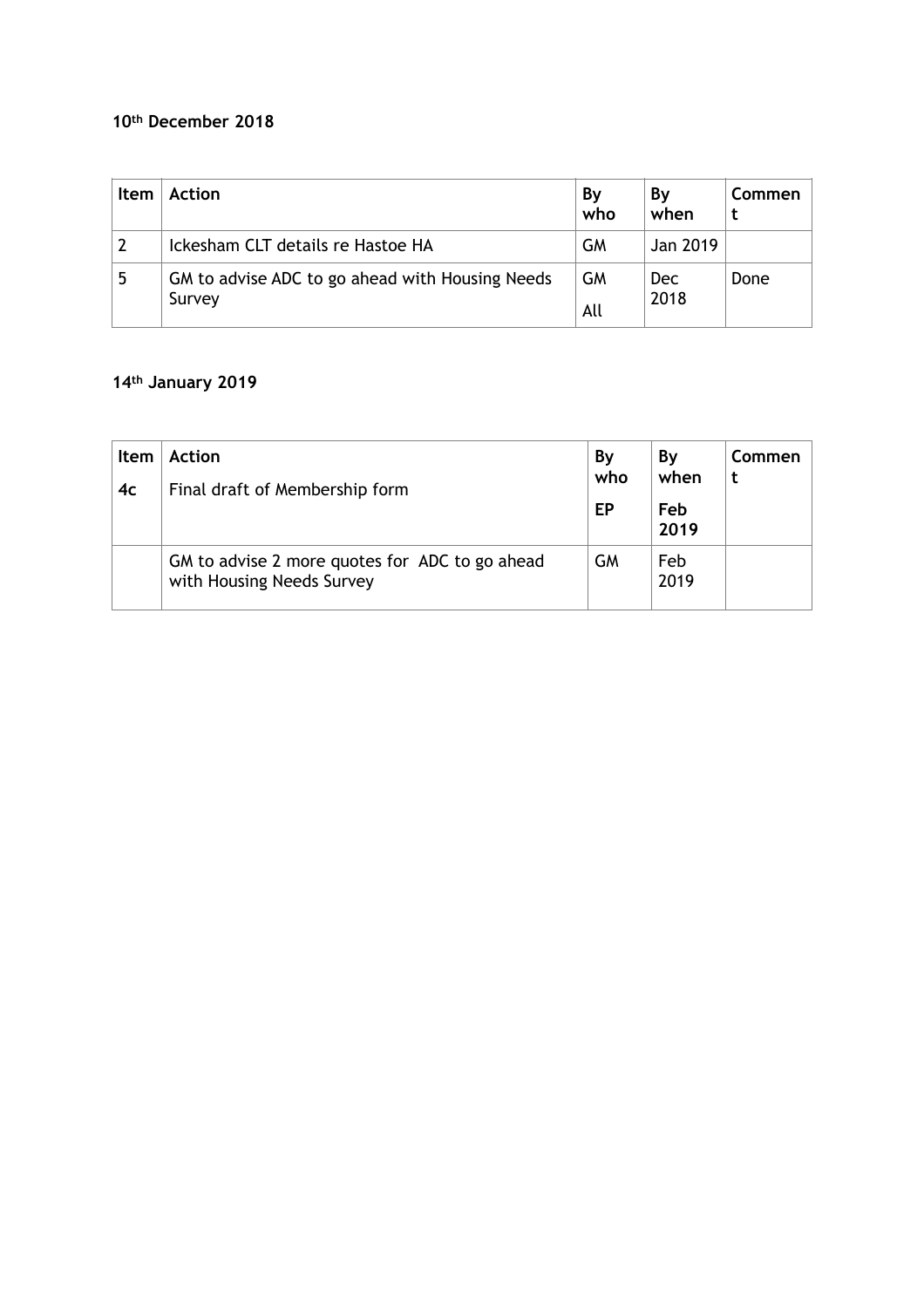**10th December 2018**

| Item | Action | By who | By when | Comment |
|---|---|---|---|---|
| 2 | Ickesham CLT details re Hastoe HA | GM | Jan 2019 | |
| 5 | GM to advise ADC to go ahead with Housing Needs Survey | GM<br>All | Dec 2018 | Done |

**14th January 2019**

| Item | Action | By who | By when | Comment |
|---|---|---|---|---|
| 4c | Final draft of Membership form | **EP** | **Feb 2019** | |
| | GM to advise 2 more quotes for ADC to go ahead with Housing Needs Survey | GM | Feb 2019 | |